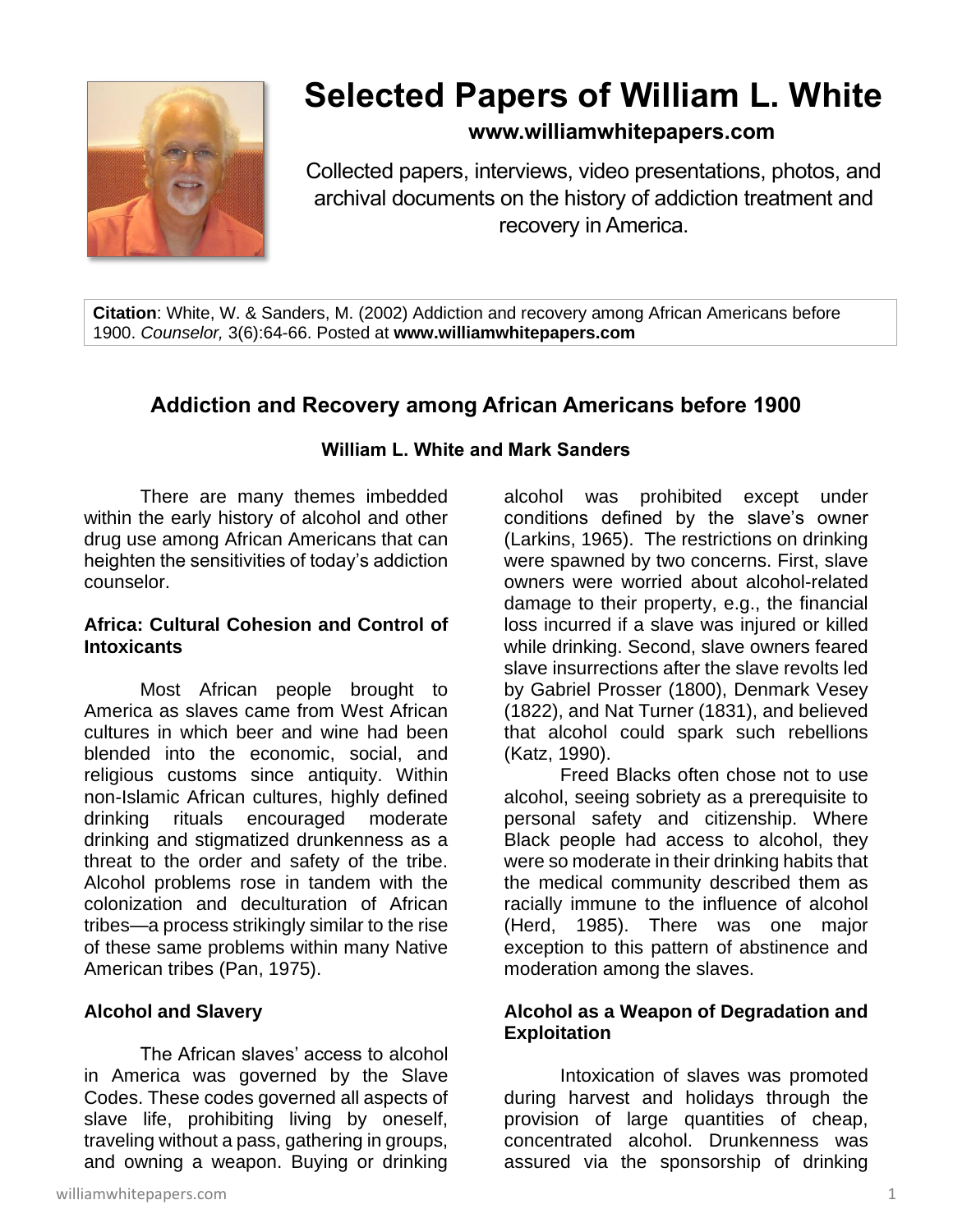# Selected Papers of William L. White

**www.williamwhitepapers.com**

Collected papers, interviews, video presentations, photos, and archival documents on the history of addiction treatment and recovery in America.

**Citation**: White, W. & Sanders, M. (2002) Addiction and recovery among African Americans before 1900. *Counselor,* 3(6):64-66. Posted at **www.williamwhitepapers.com**

## Addiction and Recovery among African Americans before 1900

**William L. White and Mark Sanders**

There are many themes imbedded within the early history of alcohol and other drug use among African Americans that can heighten the sensitivities of today's addiction counselor.

### Africa: Cultural Cohesion and Control of Intoxicants

Most African people brought to America as slaves came from West African cultures in which beer and wine had been blended into the economic, social, and religious customs since antiquity. Within non-Islamic African cultures, highly defined drinking rituals encouraged moderate drinking and stigmatized drunkenness as a threat to the order and safety of the tribe. Alcohol problems rose in tandem with the colonization and deculturation of African tribes—a process strikingly similar to the rise of these same problems within many Native American tribes (Pan, 1975).

### Alcohol and Slavery

The African slaves' access to alcohol in America was governed by the Slave Codes. These codes governed all aspects of slave life, prohibiting living by oneself, traveling without a pass, gathering in groups, and owning a weapon. Buying or drinking alcohol was prohibited except under conditions defined by the slave's owner (Larkins, 1965). The restrictions on drinking were spawned by two concerns. First, slave owners were worried about alcohol-related damage to their property, e.g., the financial loss incurred if a slave was injured or killed while drinking. Second, slave owners feared slave insurrections after the slave revolts led by Gabriel Prosser (1800), Denmark Vesey (1822), and Nat Turner (1831), and believed that alcohol could spark such rebellions (Katz, 1990).

Freed Blacks often chose not to use alcohol, seeing sobriety as a prerequisite to personal safety and citizenship. Where Black people had access to alcohol, they were so moderate in their drinking habits that the medical community described them as racially immune to the influence of alcohol (Herd, 1985). There was one major exception to this pattern of abstinence and moderation among the slaves.

### Alcohol as a Weapon of Degradation and Exploitation

Intoxication of slaves was promoted during harvest and holidays through the provision of large quantities of cheap, concentrated alcohol. Drunkenness was assured via the sponsorship of drinking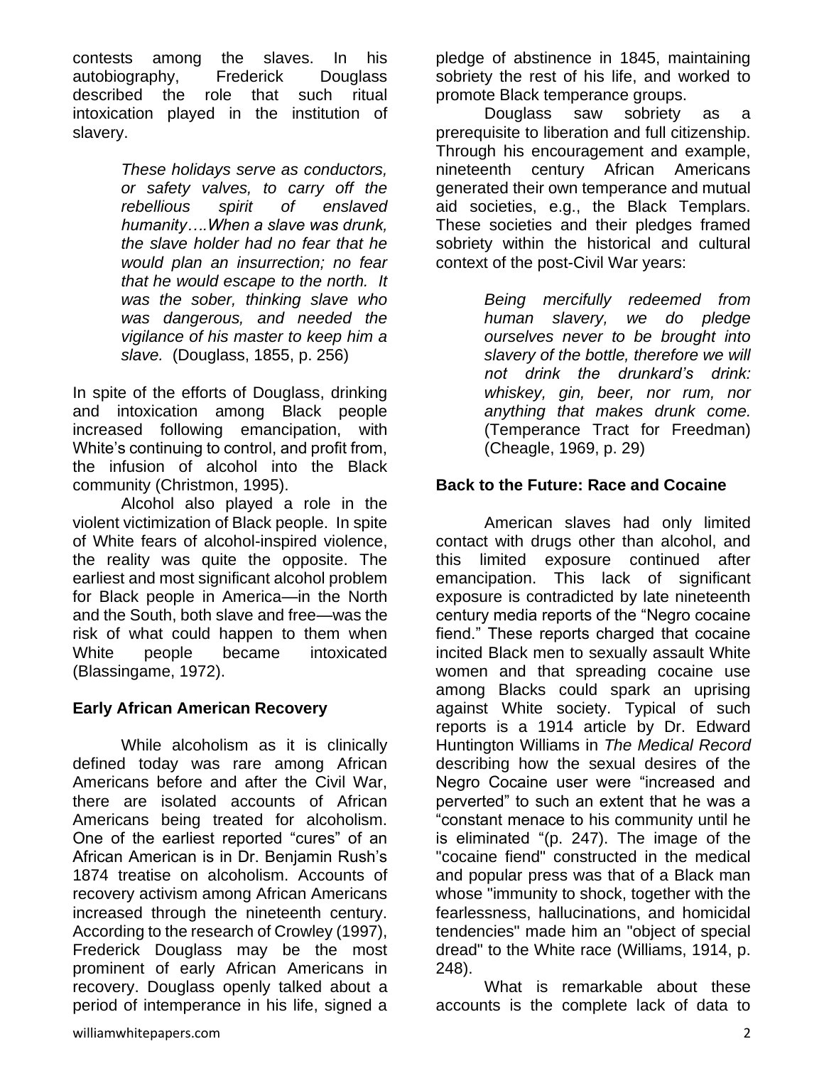contests among the slaves. In his autobiography, Frederick Douglass described the role that such ritual intoxication played in the institution of slavery.

> *These holidays serve as conductors, or safety valves, to carry off the rebellious spirit of enslaved humanity….When a slave was drunk, the slave holder had no fear that he would plan an insurrection; no fear that he would escape to the north. It was the sober, thinking slave who was dangerous, and needed the vigilance of his master to keep him a slave.* (Douglass, 1855, p. 256)

In spite of the efforts of Douglass, drinking and intoxication among Black people increased following emancipation, with White's continuing to control, and profit from, the infusion of alcohol into the Black community (Christman, 1995).

Alcohol also played a role in the violent victimization of Black people. In spite of White fears of alcohol-inspired violence, the reality was quite the opposite. The earliest and most significant alcohol problem for Black people in America—in the North and the South, both slave and free—was the risk of what could happen to them when White people became intoxicated (Blassingame, 1972).

## Early African American Recovery

While alcoholism as it is clinically defined today was rare among African Americans before and after the Civil War, there are isolated accounts of African Americans being treated for alcoholism. One of the earliest reported "cures" of an African American is in Dr. Benjamin Rush's 1874 treatise on alcoholism. Accounts of recovery activism among African Americans increased through the nineteenth century. According to the research of Crowley (1997), Frederick Douglass may be the most prominent of early African Americans in recovery. Douglass openly talked about a period of intemperance in his life, signed a pledge of abstinence in 1845, maintaining sobriety the rest of his life, and worked to promote Black temperance groups.

Douglass saw sobriety as a prerequisite to liberation and full citizenship. Through his encouragement and example, nineteenth century African Americans generated their own temperance and mutual aid societies, e.g., the Black Templars. These societies and their pledges framed sobriety within the historical and cultural context of the post-Civil War years:

> *Being mercifully redeemed from human slavery, we do pledge ourselves never to be brought into slavery of the bottle, therefore we will not drink the drunkard's drink: whiskey, gin, beer, nor rum, nor anything that makes drunk come.* (Temperance Tract for Freedman) (Cheagle, 1969, p. 29)

## Back to the Future: Race and Cocaine

American slaves had only limited contact with drugs other than alcohol, and this limited exposure continued after emancipation. This lack of significant exposure is contradicted by late nineteenth century media reports of the "Negro cocaine fiend." These reports charged that cocaine incited Black men to sexually assault White women and that spreading cocaine use among Blacks could spark an uprising against White society. Typical of such reports is a 1914 article by Dr. Edward Huntington Williams in *The Medical Record* describing how the sexual desires of the Negro Cocaine user were "increased and perverted" to such an extent that he was a "constant menace to his community until he is eliminated "(p. 247). The image of the "cocaine fiend" constructed in the medical and popular press was that of a Black man whose "immunity to shock, together with the fearlessness, hallucinations, and homicidal tendencies" made him an "object of special dread" to the White race (Williams, 1914, p. 248).

What is remarkable about these accounts is the complete lack of data to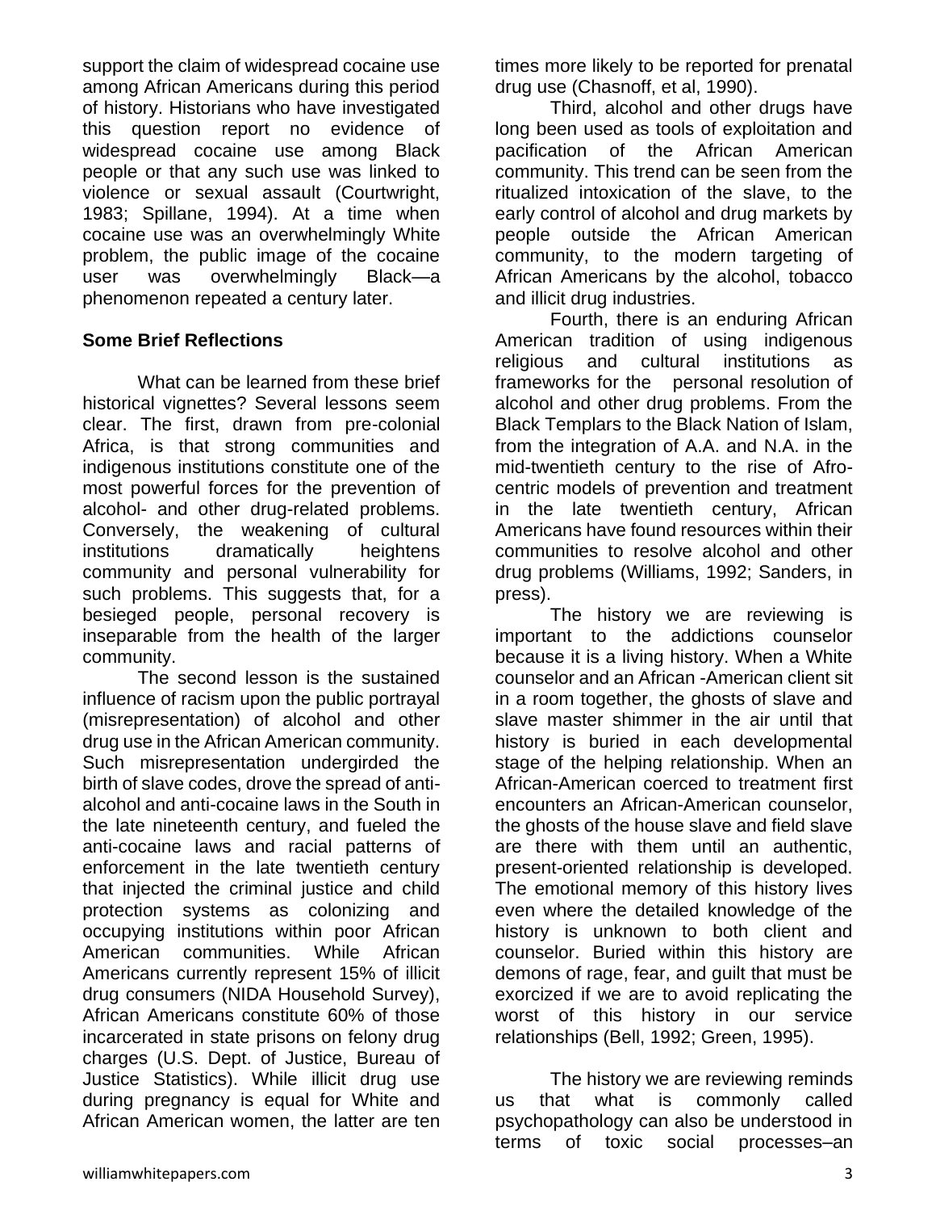support the claim of widespread cocaine use among African Americans during this period of history. Historians who have investigated this question report no evidence of widespread cocaine use among Black people or that any such use was linked to violence or sexual assault (Courtwright, 1983; Spillane, 1994). At a time when cocaine use was an overwhelmingly White problem, the public image of the cocaine user was overwhelmingly Black—a phenomenon repeated a century later.

## Some Brief Reflections

What can be learned from these brief historical vignettes? Several lessons seem clear. The first, drawn from pre-colonial Africa, is that strong communities and indigenous institutions constitute one of the most powerful forces for the prevention of alcohol- and other drug-related problems. Conversely, the weakening of cultural institutions dramatically heightens community and personal vulnerability for such problems. This suggests that, for a besieged people, personal recovery is inseparable from the health of the larger community.

The second lesson is the sustained influence of racism upon the public portrayal (misrepresentation) of alcohol and other drug use in the African American community. Such misrepresentation undergirded the birth of slave codes, drove the spread of anti-alcohol and anti-cocaine laws in the South in the late nineteenth century, and fueled the anti-cocaine laws and racial patterns of enforcement in the late twentieth century that injected the criminal justice and child protection systems as colonizing and occupying institutions within poor African American communities. While African Americans currently represent 15% of illicit drug consumers (NIDA Household Survey), African Americans constitute 60% of those incarcerated in state prisons on felony drug charges (U.S. Dept. of Justice, Bureau of Justice Statistics). While illicit drug use during pregnancy is equal for White and African American women, the latter are ten times more likely to be reported for prenatal drug use (Chasnoff, et al, 1990).

Third, alcohol and other drugs have long been used as tools of exploitation and pacification of the African American community. This trend can be seen from the ritualized intoxication of the slave, to the early control of alcohol and drug markets by people outside the African American community, to the modern targeting of African Americans by the alcohol, tobacco and illicit drug industries.

Fourth, there is an enduring African American tradition of using indigenous religious and cultural institutions as frameworks for the personal resolution of alcohol and other drug problems. From the Black Templars to the Black Nation of Islam, from the integration of A.A. and N.A. in the mid-twentieth century to the rise of Afro-centric models of prevention and treatment in the late twentieth century, African Americans have found resources within their communities to resolve alcohol and other drug problems (Williams, 1992; Sanders, in press).

The history we are reviewing is important to the addictions counselor because it is a living history. When a White counselor and an African -American client sit in a room together, the ghosts of slave and slave master shimmer in the air until that history is buried in each developmental stage of the helping relationship. When an African-American coerced to treatment first encounters an African-American counselor, the ghosts of the house slave and field slave are there with them until an authentic, present-oriented relationship is developed. The emotional memory of this history lives even where the detailed knowledge of the history is unknown to both client and counselor. Buried within this history are demons of rage, fear, and guilt that must be exorcized if we are to avoid replicating the worst of this history in our service relationships (Bell, 1992; Green, 1995).

The history we are reviewing reminds us that what is commonly called psychopathology can also be understood in terms of toxic social processes–an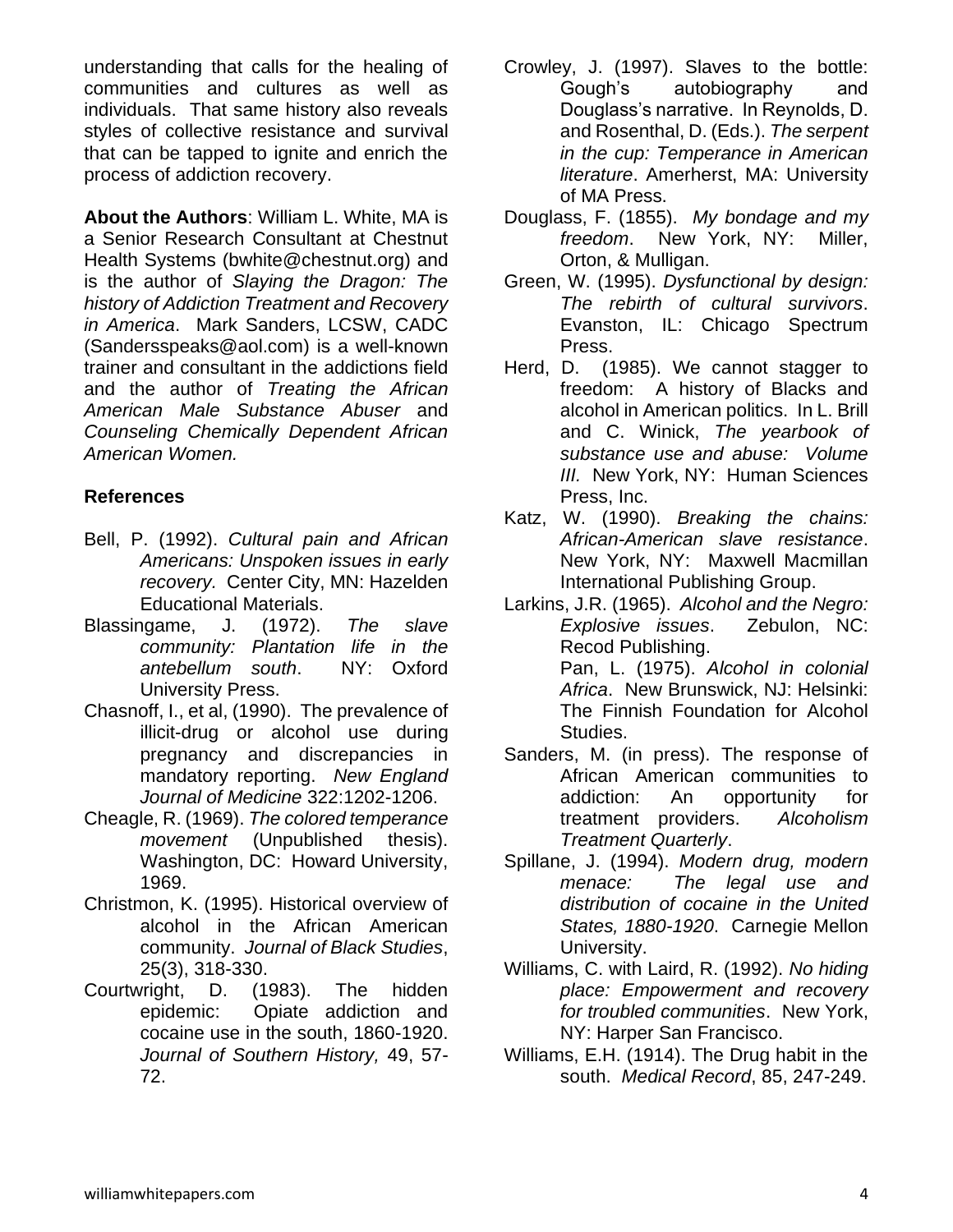understanding that calls for the healing of communities and cultures as well as individuals. That same history also reveals styles of collective resistance and survival that can be tapped to ignite and enrich the process of addiction recovery.

**About the Authors**: William L. White, MA is a Senior Research Consultant at Chestnut Health Systems (bwhite@chestnut.org) and is the author of *Slaying the Dragon: The history of Addiction Treatment and Recovery in America*. Mark Sanders, LCSW, CADC (Sandersspeaks@aol.com) is a well-known trainer and consultant in the addictions field and the author of *Treating the African American Male Substance Abuser* and *Counseling Chemically Dependent African American Women.*

## References

Bell, P. (1992). *Cultural pain and African Americans: Unspoken issues in early recovery.* Center City, MN: Hazelden Educational Materials.

Blassingame, J. (1972). *The slave community: Plantation life in the antebellum south*. NY: Oxford University Press.

Chasnoff, I., et al, (1990). The prevalence of illicit-drug or alcohol use during pregnancy and discrepancies in mandatory reporting. *New England Journal of Medicine* 322:1202-1206.

Cheagle, R. (1969). *The colored temperance movement* (Unpublished thesis). Washington, DC: Howard University, 1969.

Christmon, K. (1995). Historical overview of alcohol in the African American community. *Journal of Black Studies*, 25(3), 318-330.

Courtwright, D. (1983). The hidden epidemic: Opiate addiction and cocaine use in the south, 1860-1920. *Journal of Southern History,* 49, 57-72.

Crowley, J. (1997). Slaves to the bottle: Gough's autobiography and Douglass's narrative. In Reynolds, D. and Rosenthal, D. (Eds.). *The serpent in the cup: Temperance in American literature*. Amerherst, MA: University of MA Press.

Douglass, F. (1855). *My bondage and my freedom*. New York, NY: Miller, Orton, & Mulligan.

Green, W. (1995). *Dysfunctional by design: The rebirth of cultural survivors*. Evanston, IL: Chicago Spectrum Press.

Herd, D. (1985). We cannot stagger to freedom: A history of Blacks and alcohol in American politics. In L. Brill and C. Winick, *The yearbook of substance use and abuse: Volume III.* New York, NY: Human Sciences Press, Inc.

Katz, W. (1990). *Breaking the chains: African-American slave resistance*. New York, NY: Maxwell Macmillan International Publishing Group.

Larkins, J.R. (1965). *Alcohol and the Negro: Explosive issues*. Zebulon, NC: Recod Publishing.

Pan, L. (1975). *Alcohol in colonial Africa*. New Brunswick, NJ: Helsinki: The Finnish Foundation for Alcohol Studies.

Sanders, M. (in press). The response of African American communities to addiction: An opportunity for treatment providers. *Alcoholism Treatment Quarterly*.

Spillane, J. (1994). *Modern drug, modern menace: The legal use and distribution of cocaine in the United States, 1880-1920*. Carnegie Mellon University.

Williams, C. with Laird, R. (1992). *No hiding place: Empowerment and recovery for troubled communities*. New York, NY: Harper San Francisco.

Williams, E.H. (1914). The Drug habit in the south. *Medical Record*, 85, 247-249.